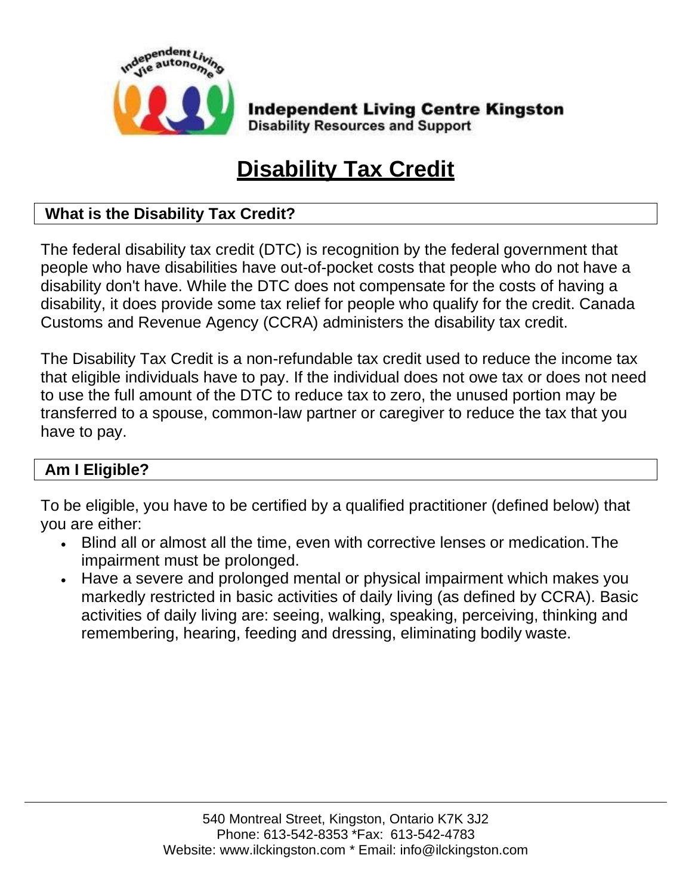**Independent Living Centre Kingston**
**Disability Resources and Support**

# Disability Tax Credit

## What is the Disability Tax Credit?

The federal disability tax credit (DTC) is recognition by the federal government that people who have disabilities have out-of-pocket costs that people who do not have a disability don't have. While the DTC does not compensate for the costs of having a disability, it does provide some tax relief for people who qualify for the credit. Canada Customs and Revenue Agency (CCRA) administers the disability tax credit.

The Disability Tax Credit is a non-refundable tax credit used to reduce the income tax that eligible individuals have to pay. If the individual does not owe tax or does not need to use the full amount of the DTC to reduce tax to zero, the unused portion may be transferred to a spouse, common-law partner or caregiver to reduce the tax that you have to pay.

## Am I Eligible?

To be eligible, you have to be certified by a qualified practitioner (defined below) that you are either:

- Blind all or almost all the time, even with corrective lenses or medication. The impairment must be prolonged.
- Have a severe and prolonged mental or physical impairment which makes you markedly restricted in basic activities of daily living (as defined by CCRA). Basic activities of daily living are: seeing, walking, speaking, perceiving, thinking and remembering, hearing, feeding and dressing, eliminating bodily waste.

540 Montreal Street, Kingston, Ontario K7K 3J2
Phone: 613-542-8353 *Fax: 613-542-4783
Website: www.ilckingston.com * Email: info@ilckingston.com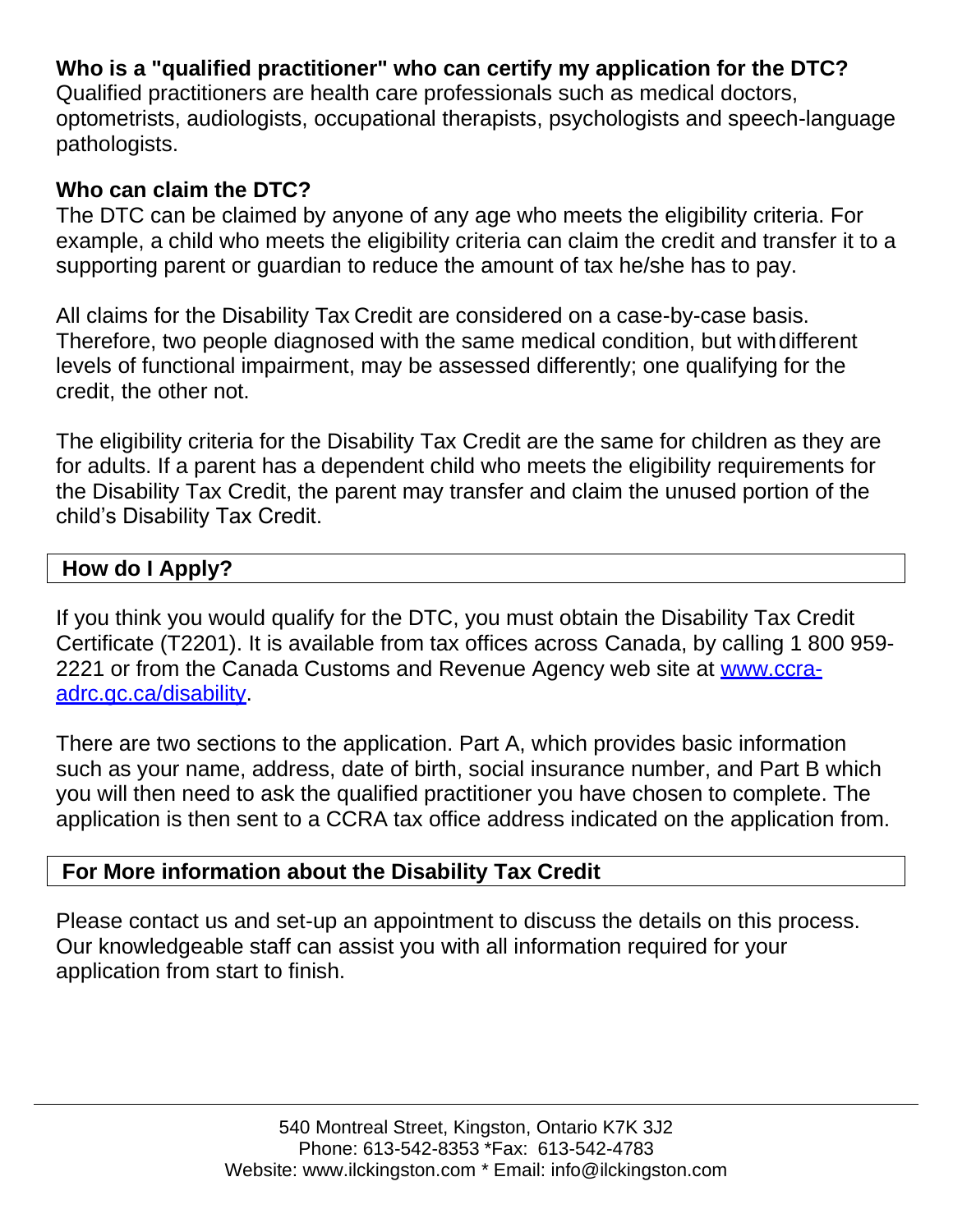**Who is a "qualified practitioner" who can certify my application for the DTC?**
Qualified practitioners are health care professionals such as medical doctors, optometrists, audiologists, occupational therapists, psychologists and speech-language pathologists.

**Who can claim the DTC?**
The DTC can be claimed by anyone of any age who meets the eligibility criteria. For example, a child who meets the eligibility criteria can claim the credit and transfer it to a supporting parent or guardian to reduce the amount of tax he/she has to pay.

All claims for the Disability Tax Credit are considered on a case-by-case basis. Therefore, two people diagnosed with the same medical condition, but with different levels of functional impairment, may be assessed differently; one qualifying for the credit, the other not.

The eligibility criteria for the Disability Tax Credit are the same for children as they are for adults. If a parent has a dependent child who meets the eligibility requirements for the Disability Tax Credit, the parent may transfer and claim the unused portion of the child's Disability Tax Credit.

## How do I Apply?

If you think you would qualify for the DTC, you must obtain the Disability Tax Credit Certificate (T2201). It is available from tax offices across Canada, by calling 1 800 959-2221 or from the Canada Customs and Revenue Agency web site at www.ccra-adrc.gc.ca/disability.

There are two sections to the application. Part A, which provides basic information such as your name, address, date of birth, social insurance number, and Part B which you will then need to ask the qualified practitioner you have chosen to complete. The application is then sent to a CCRA tax office address indicated on the application from.

## For More information about the Disability Tax Credit

Please contact us and set-up an appointment to discuss the details on this process. Our knowledgeable staff can assist you with all information required for your application from start to finish.

540 Montreal Street, Kingston, Ontario K7K 3J2
Phone: 613-542-8353 *Fax: 613-542-4783
Website: www.ilckingston.com * Email: info@ilckingston.com